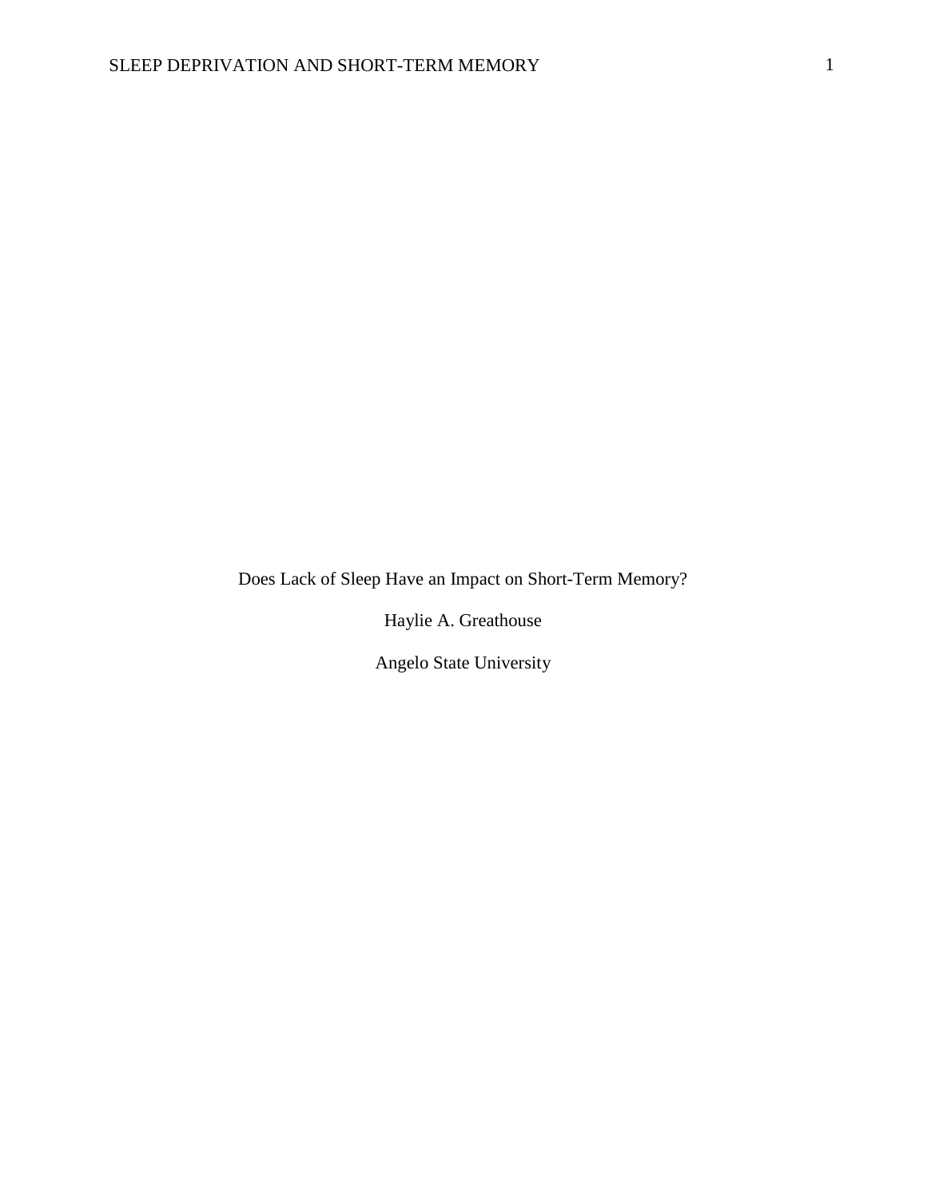# Does Lack of Sleep Have an Impact on Short-Term Memory?

Haylie A. Greathouse

Angelo State University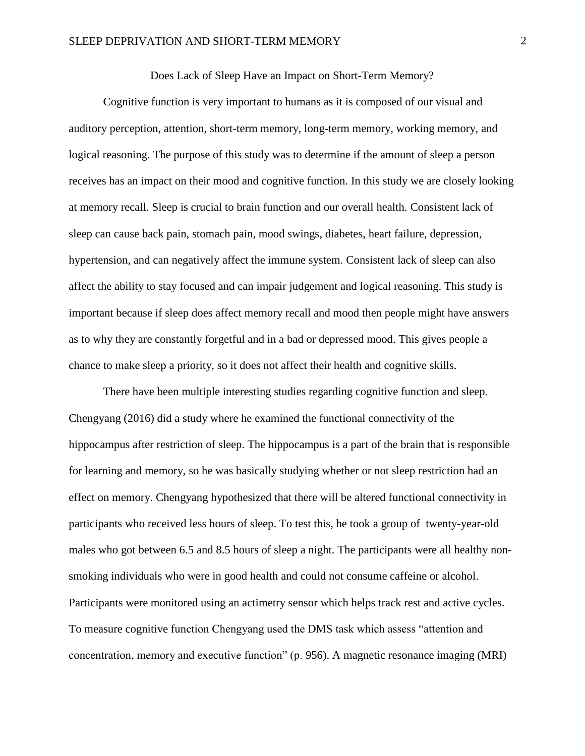# Does Lack of Sleep Have an Impact on Short-Term Memory?

Cognitive function is very important to humans as it is composed of our visual and auditory perception, attention, short-term memory, long-term memory, working memory, and logical reasoning. The purpose of this study was to determine if the amount of sleep a person receives has an impact on their mood and cognitive function. In this study we are closely looking at memory recall. Sleep is crucial to brain function and our overall health. Consistent lack of sleep can cause back pain, stomach pain, mood swings, diabetes, heart failure, depression, hypertension, and can negatively affect the immune system. Consistent lack of sleep can also affect the ability to stay focused and can impair judgement and logical reasoning. This study is important because if sleep does affect memory recall and mood then people might have answers as to why they are constantly forgetful and in a bad or depressed mood. This gives people a chance to make sleep a priority, so it does not affect their health and cognitive skills.

There have been multiple interesting studies regarding cognitive function and sleep. Chengyang (2016) did a study where he examined the functional connectivity of the hippocampus after restriction of sleep. The hippocampus is a part of the brain that is responsible for learning and memory, so he was basically studying whether or not sleep restriction had an effect on memory. Chengyang hypothesized that there will be altered functional connectivity in participants who received less hours of sleep. To test this, he took a group of twenty-year-old males who got between 6.5 and 8.5 hours of sleep a night. The participants were all healthy non-smoking individuals who were in good health and could not consume caffeine or alcohol. Participants were monitored using an actimetry sensor which helps track rest and active cycles. To measure cognitive function Chengyang used the DMS task which assess "attention and concentration, memory and executive function" (p. 956). A magnetic resonance imaging (MRI)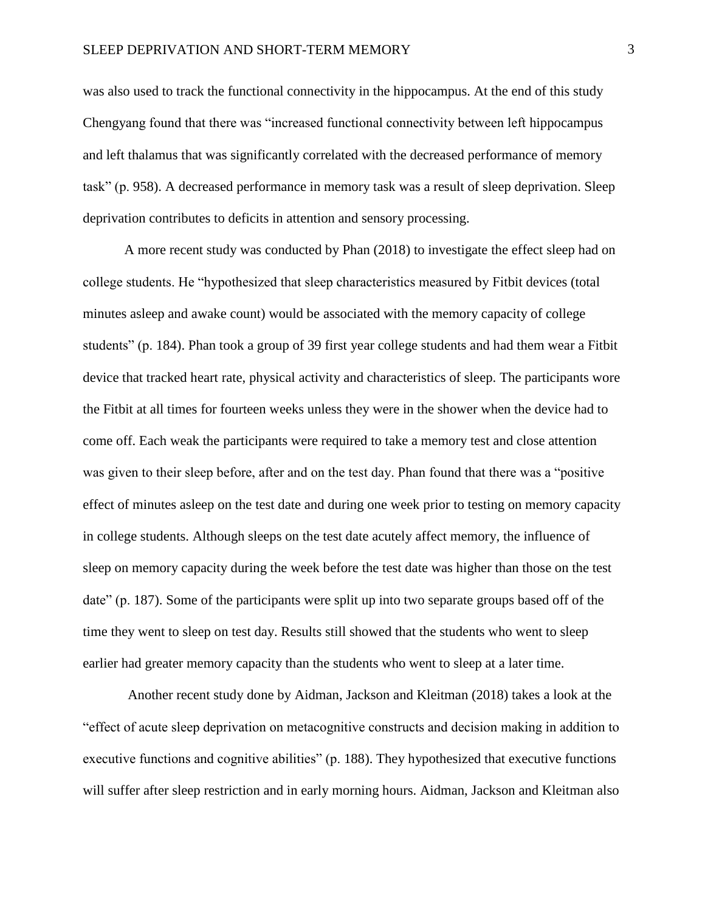was also used to track the functional connectivity in the hippocampus. At the end of this study Chengyang found that there was "increased functional connectivity between left hippocampus and left thalamus that was significantly correlated with the decreased performance of memory task" (p. 958). A decreased performance in memory task was a result of sleep deprivation. Sleep deprivation contributes to deficits in attention and sensory processing.

A more recent study was conducted by Phan (2018) to investigate the effect sleep had on college students. He "hypothesized that sleep characteristics measured by Fitbit devices (total minutes asleep and awake count) would be associated with the memory capacity of college students" (p. 184). Phan took a group of 39 first year college students and had them wear a Fitbit device that tracked heart rate, physical activity and characteristics of sleep. The participants wore the Fitbit at all times for fourteen weeks unless they were in the shower when the device had to come off. Each weak the participants were required to take a memory test and close attention was given to their sleep before, after and on the test day. Phan found that there was a "positive effect of minutes asleep on the test date and during one week prior to testing on memory capacity in college students. Although sleeps on the test date acutely affect memory, the influence of sleep on memory capacity during the week before the test date was higher than those on the test date" (p. 187). Some of the participants were split up into two separate groups based off of the time they went to sleep on test day. Results still showed that the students who went to sleep earlier had greater memory capacity than the students who went to sleep at a later time.

Another recent study done by Aidman, Jackson and Kleitman (2018) takes a look at the "effect of acute sleep deprivation on metacognitive constructs and decision making in addition to executive functions and cognitive abilities" (p. 188). They hypothesized that executive functions will suffer after sleep restriction and in early morning hours. Aidman, Jackson and Kleitman also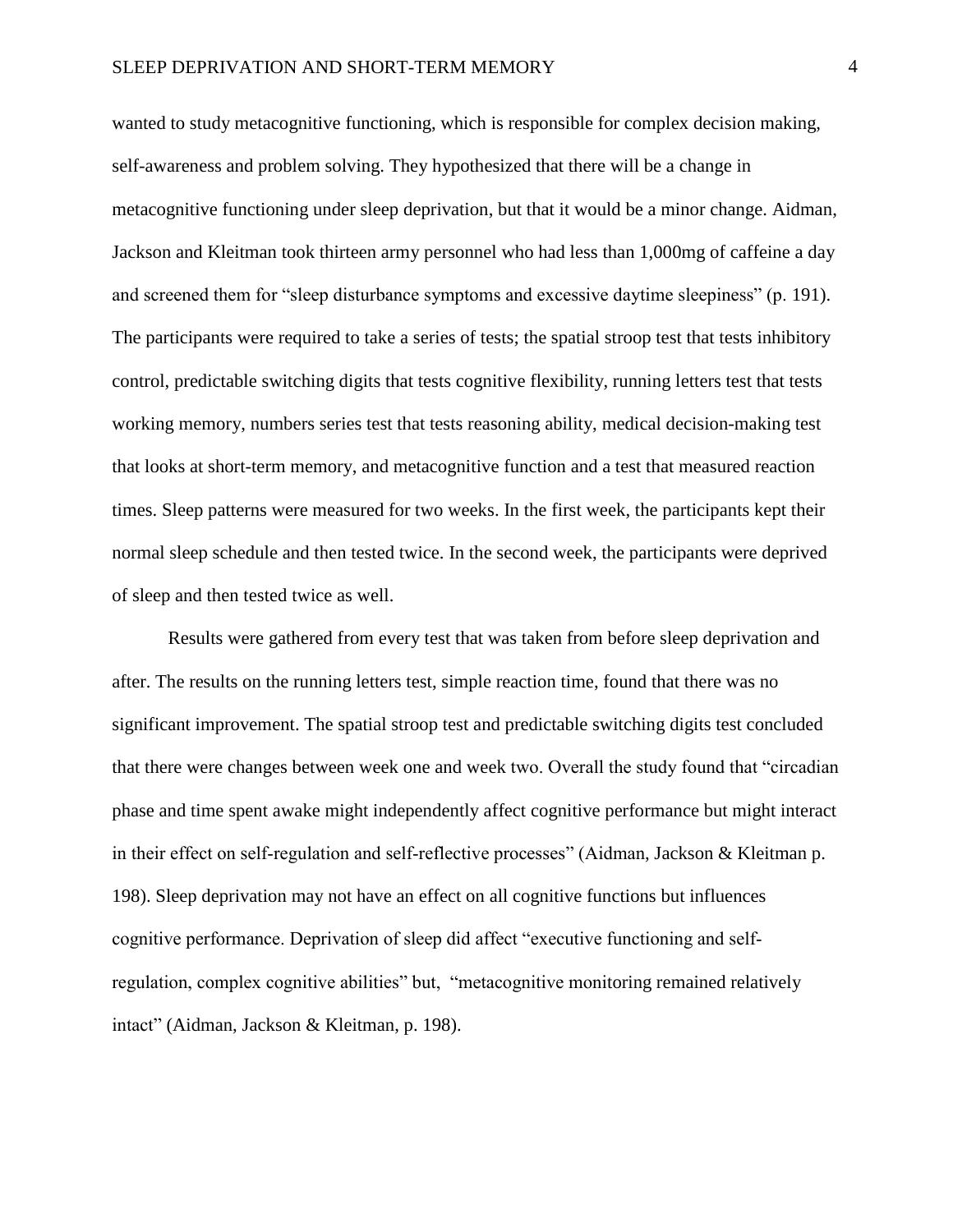wanted to study metacognitive functioning, which is responsible for complex decision making, self-awareness and problem solving. They hypothesized that there will be a change in metacognitive functioning under sleep deprivation, but that it would be a minor change. Aidman, Jackson and Kleitman took thirteen army personnel who had less than 1,000mg of caffeine a day and screened them for "sleep disturbance symptoms and excessive daytime sleepiness" (p. 191). The participants were required to take a series of tests; the spatial stroop test that tests inhibitory control, predictable switching digits that tests cognitive flexibility, running letters test that tests working memory, numbers series test that tests reasoning ability, medical decision-making test that looks at short-term memory, and metacognitive function and a test that measured reaction times. Sleep patterns were measured for two weeks. In the first week, the participants kept their normal sleep schedule and then tested twice. In the second week, the participants were deprived of sleep and then tested twice as well.

Results were gathered from every test that was taken from before sleep deprivation and after. The results on the running letters test, simple reaction time, found that there was no significant improvement. The spatial stroop test and predictable switching digits test concluded that there were changes between week one and week two. Overall the study found that "circadian phase and time spent awake might independently affect cognitive performance but might interact in their effect on self-regulation and self-reflective processes" (Aidman, Jackson & Kleitman p. 198). Sleep deprivation may not have an effect on all cognitive functions but influences cognitive performance. Deprivation of sleep did affect "executive functioning and self-regulation, complex cognitive abilities" but, "metacognitive monitoring remained relatively intact" (Aidman, Jackson & Kleitman, p. 198).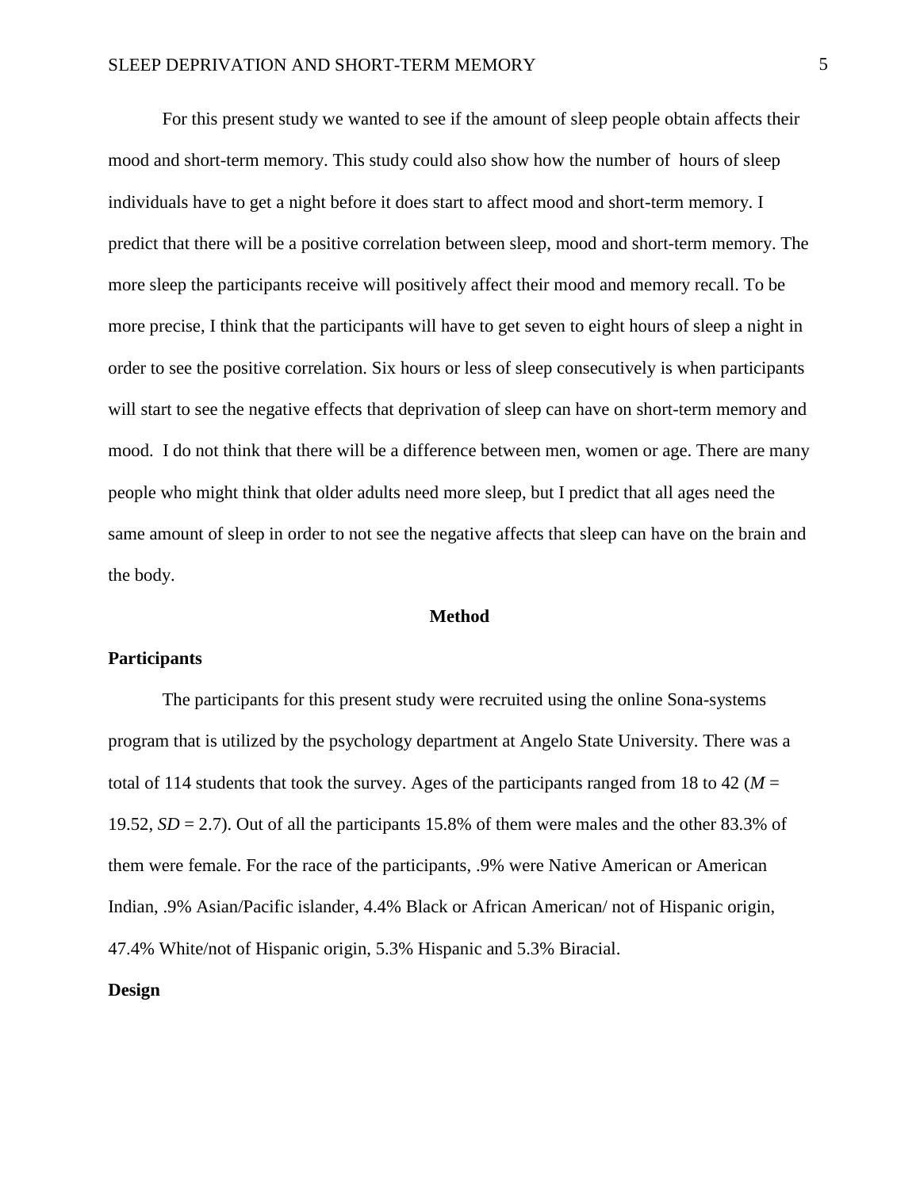For this present study we wanted to see if the amount of sleep people obtain affects their mood and short-term memory. This study could also show how the number of hours of sleep individuals have to get a night before it does start to affect mood and short-term memory. I predict that there will be a positive correlation between sleep, mood and short-term memory. The more sleep the participants receive will positively affect their mood and memory recall. To be more precise, I think that the participants will have to get seven to eight hours of sleep a night in order to see the positive correlation. Six hours or less of sleep consecutively is when participants will start to see the negative effects that deprivation of sleep can have on short-term memory and mood. I do not think that there will be a difference between men, women or age. There are many people who might think that older adults need more sleep, but I predict that all ages need the same amount of sleep in order to not see the negative affects that sleep can have on the brain and the body.

## Method

### Participants

The participants for this present study were recruited using the online Sona-systems program that is utilized by the psychology department at Angelo State University. There was a total of 114 students that took the survey. Ages of the participants ranged from 18 to 42 ($M$ = 19.52, $SD$ = 2.7). Out of all the participants 15.8% of them were males and the other 83.3% of them were female. For the race of the participants, .9% were Native American or American Indian, .9% Asian/Pacific islander, 4.4% Black or African American/ not of Hispanic origin, 47.4% White/not of Hispanic origin, 5.3% Hispanic and 5.3% Biracial.

### Design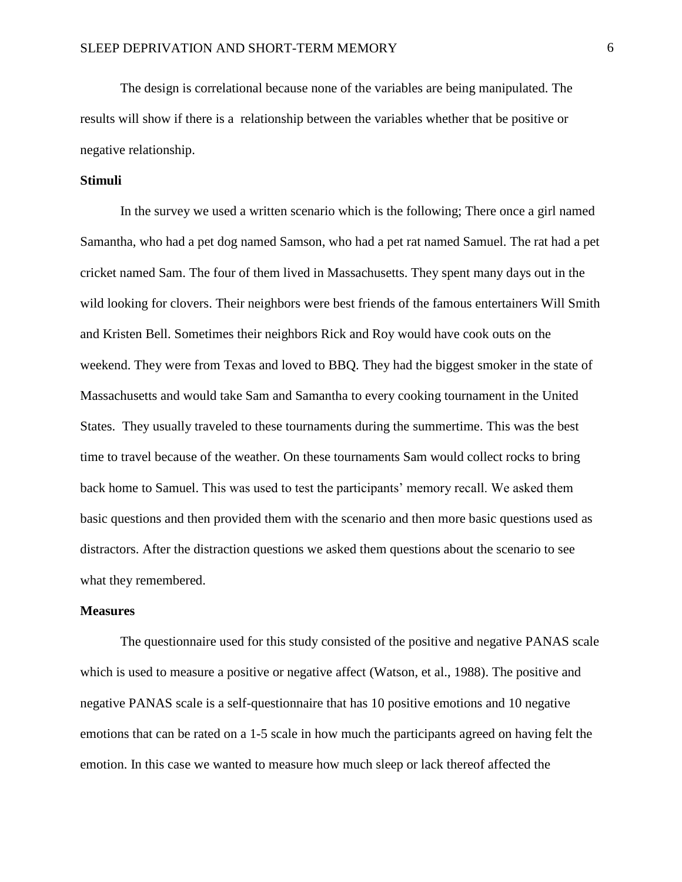The design is correlational because none of the variables are being manipulated. The results will show if there is a relationship between the variables whether that be positive or negative relationship.

**Stimuli**

In the survey we used a written scenario which is the following; There once a girl named Samantha, who had a pet dog named Samson, who had a pet rat named Samuel. The rat had a pet cricket named Sam. The four of them lived in Massachusetts. They spent many days out in the wild looking for clovers. Their neighbors were best friends of the famous entertainers Will Smith and Kristen Bell. Sometimes their neighbors Rick and Roy would have cook outs on the weekend. They were from Texas and loved to BBQ. They had the biggest smoker in the state of Massachusetts and would take Sam and Samantha to every cooking tournament in the United States. They usually traveled to these tournaments during the summertime. This was the best time to travel because of the weather. On these tournaments Sam would collect rocks to bring back home to Samuel. This was used to test the participants' memory recall. We asked them basic questions and then provided them with the scenario and then more basic questions used as distractors. After the distraction questions we asked them questions about the scenario to see what they remembered.

**Measures**

The questionnaire used for this study consisted of the positive and negative PANAS scale which is used to measure a positive or negative affect (Watson, et al., 1988). The positive and negative PANAS scale is a self-questionnaire that has 10 positive emotions and 10 negative emotions that can be rated on a 1-5 scale in how much the participants agreed on having felt the emotion. In this case we wanted to measure how much sleep or lack thereof affected the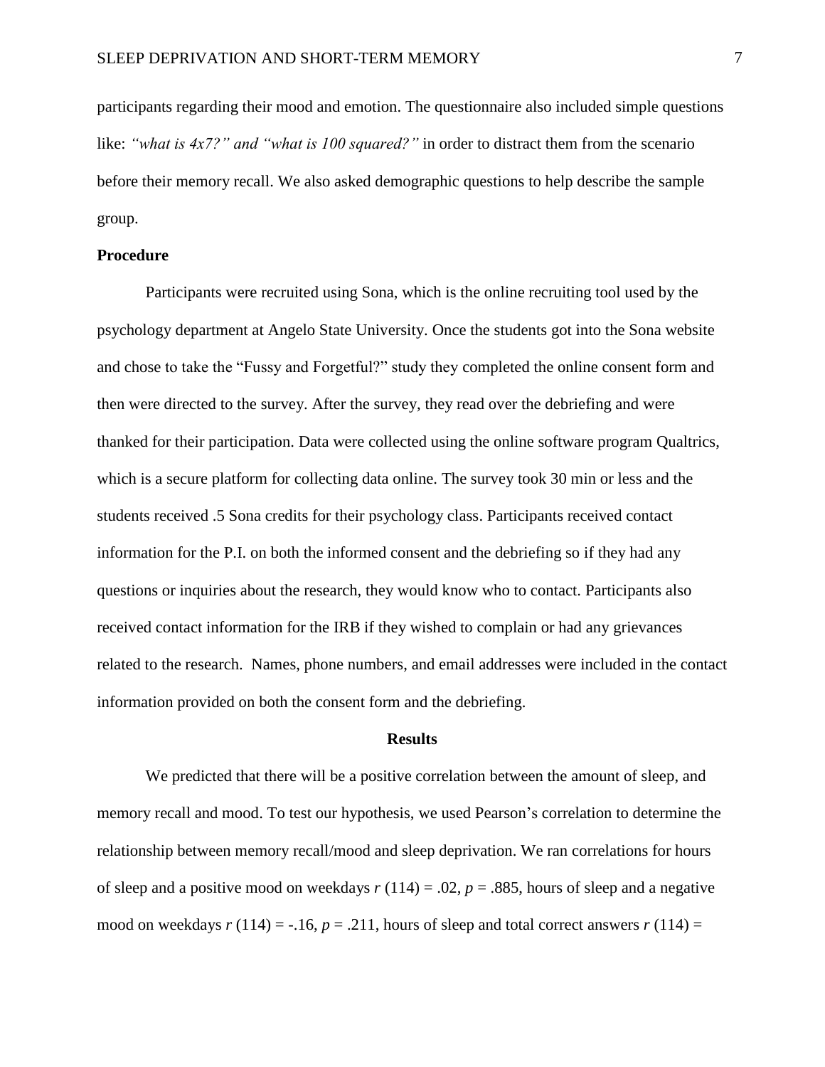participants regarding their mood and emotion. The questionnaire also included simple questions like: *"what is 4x7?" and "what is 100 squared?"* in order to distract them from the scenario before their memory recall. We also asked demographic questions to help describe the sample group.

**Procedure**

Participants were recruited using Sona, which is the online recruiting tool used by the psychology department at Angelo State University. Once the students got into the Sona website and chose to take the "Fussy and Forgetful?" study they completed the online consent form and then were directed to the survey. After the survey, they read over the debriefing and were thanked for their participation. Data were collected using the online software program Qualtrics, which is a secure platform for collecting data online. The survey took 30 min or less and the students received .5 Sona credits for their psychology class. Participants received contact information for the P.I. on both the informed consent and the debriefing so if they had any questions or inquiries about the research, they would know who to contact. Participants also received contact information for the IRB if they wished to complain or had any grievances related to the research. Names, phone numbers, and email addresses were included in the contact information provided on both the consent form and the debriefing.

## Results

We predicted that there will be a positive correlation between the amount of sleep, and memory recall and mood. To test our hypothesis, we used Pearson's correlation to determine the relationship between memory recall/mood and sleep deprivation. We ran correlations for hours of sleep and a positive mood on weekdays $r(114) = .02$, $p = .885$, hours of sleep and a negative mood on weekdays $r(114) = -.16$, $p = .211$, hours of sleep and total correct answers $r(114) =$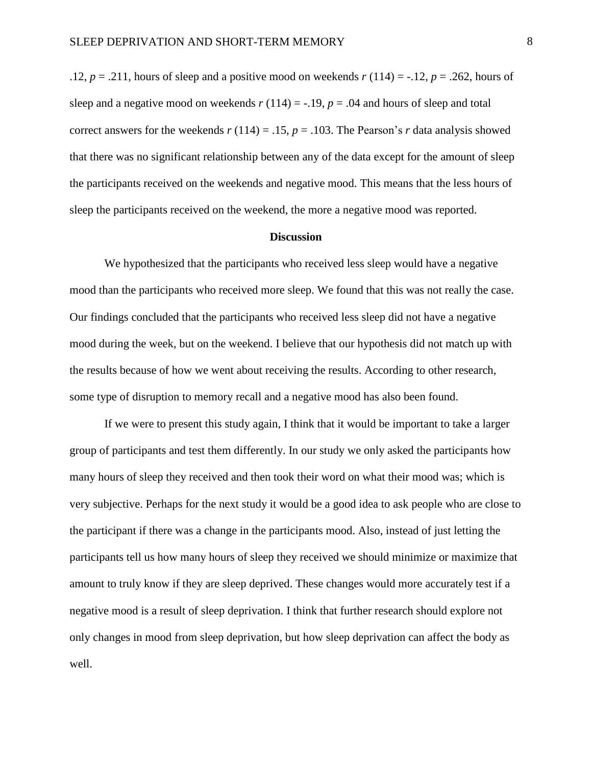.12, $p = .211$, hours of sleep and a positive mood on weekends $r(114) = -.12$, $p = .262$, hours of sleep and a negative mood on weekends $r(114) = -.19$, $p = .04$ and hours of sleep and total correct answers for the weekends $r(114) = .15$, $p = .103$. The Pearson's $r$ data analysis showed that there was no significant relationship between any of the data except for the amount of sleep the participants received on the weekends and negative mood. This means that the less hours of sleep the participants received on the weekend, the more a negative mood was reported.

## Discussion

We hypothesized that the participants who received less sleep would have a negative mood than the participants who received more sleep. We found that this was not really the case. Our findings concluded that the participants who received less sleep did not have a negative mood during the week, but on the weekend. I believe that our hypothesis did not match up with the results because of how we went about receiving the results. According to other research, some type of disruption to memory recall and a negative mood has also been found.

If we were to present this study again, I think that it would be important to take a larger group of participants and test them differently. In our study we only asked the participants how many hours of sleep they received and then took their word on what their mood was; which is very subjective. Perhaps for the next study it would be a good idea to ask people who are close to the participant if there was a change in the participants mood. Also, instead of just letting the participants tell us how many hours of sleep they received we should minimize or maximize that amount to truly know if they are sleep deprived. These changes would more accurately test if a negative mood is a result of sleep deprivation. I think that further research should explore not only changes in mood from sleep deprivation, but how sleep deprivation can affect the body as well.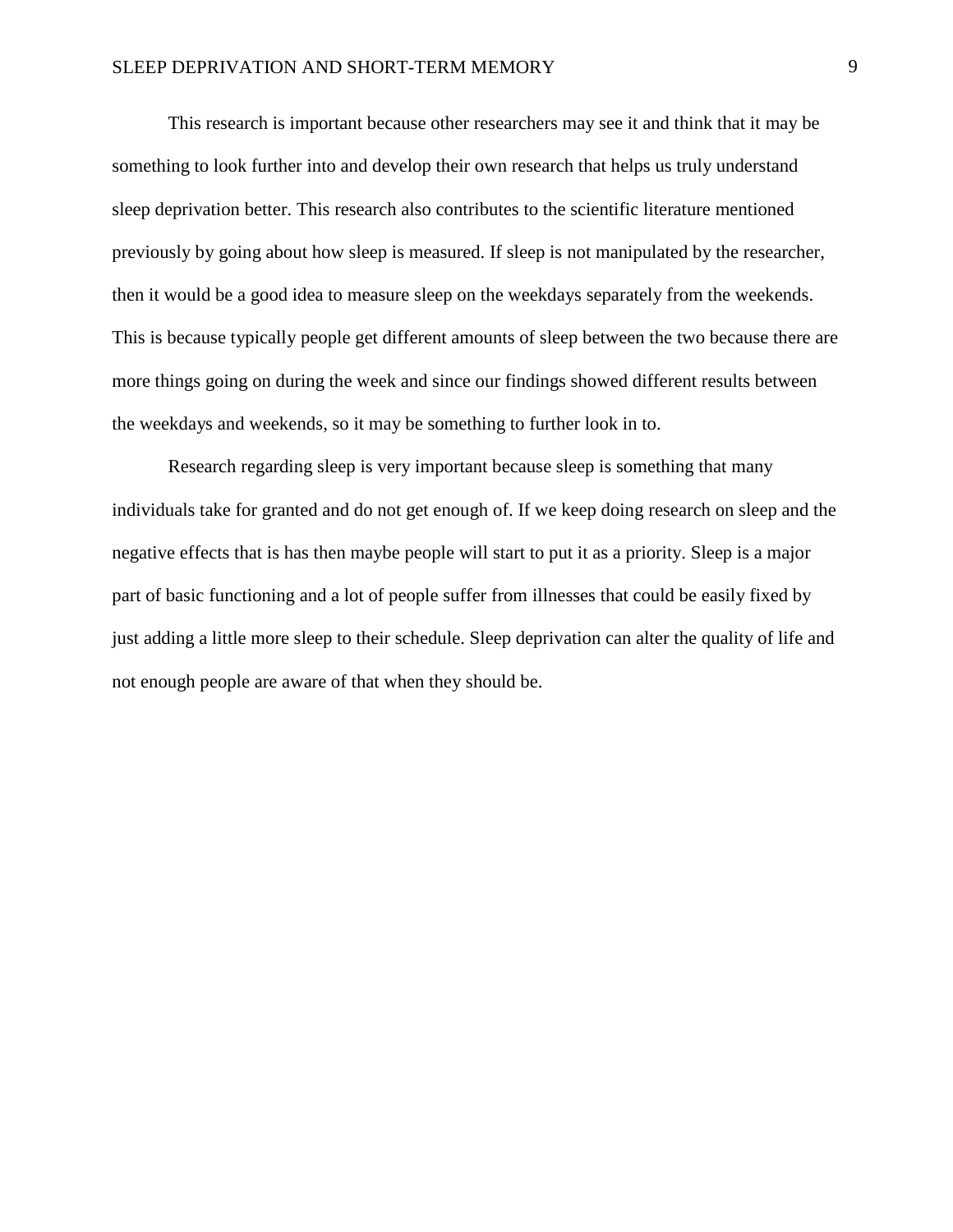This research is important because other researchers may see it and think that it may be something to look further into and develop their own research that helps us truly understand sleep deprivation better. This research also contributes to the scientific literature mentioned previously by going about how sleep is measured. If sleep is not manipulated by the researcher, then it would be a good idea to measure sleep on the weekdays separately from the weekends. This is because typically people get different amounts of sleep between the two because there are more things going on during the week and since our findings showed different results between the weekdays and weekends, so it may be something to further look in to.

Research regarding sleep is very important because sleep is something that many individuals take for granted and do not get enough of. If we keep doing research on sleep and the negative effects that is has then maybe people will start to put it as a priority. Sleep is a major part of basic functioning and a lot of people suffer from illnesses that could be easily fixed by just adding a little more sleep to their schedule. Sleep deprivation can alter the quality of life and not enough people are aware of that when they should be.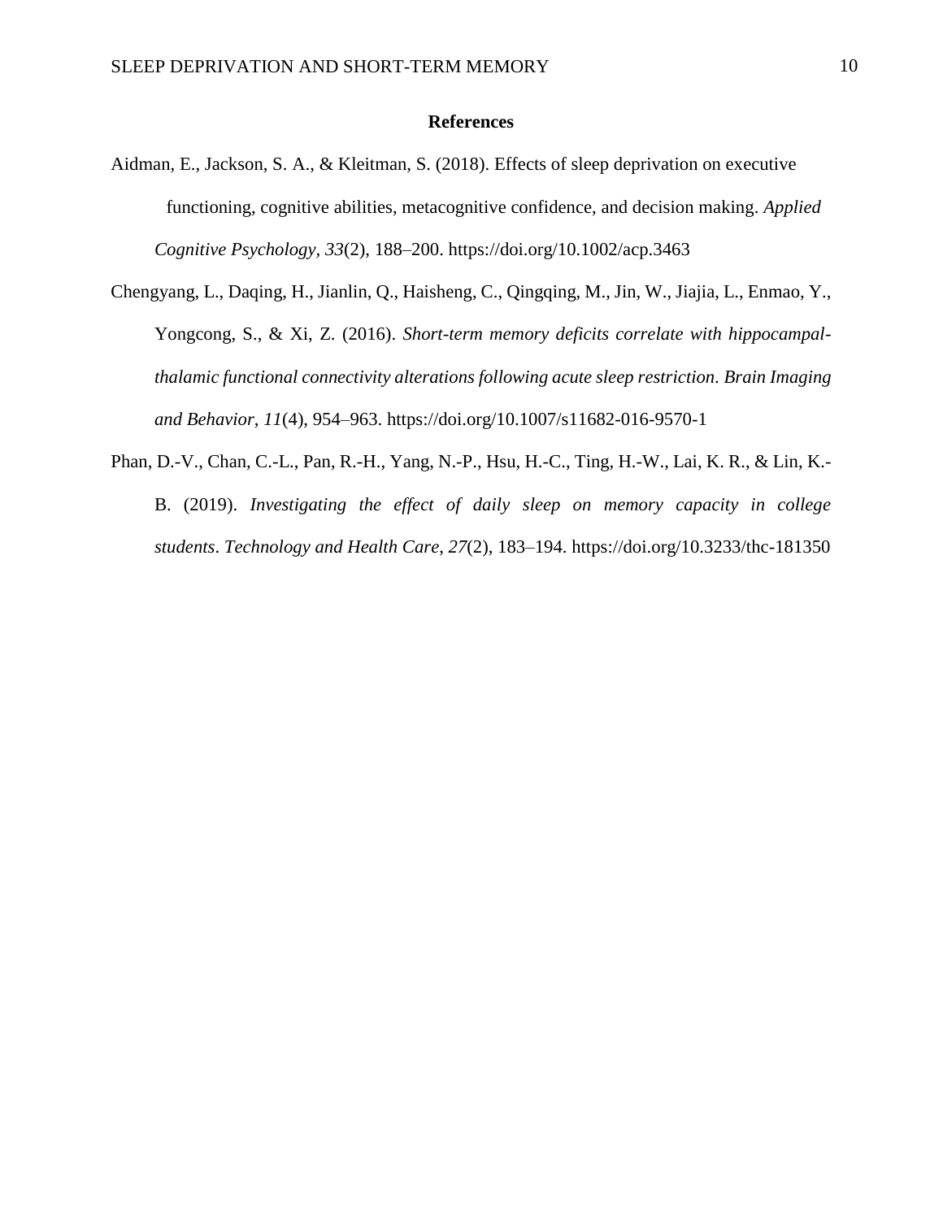# References

Aidman, E., Jackson, S. A., & Kleitman, S. (2018). Effects of sleep deprivation on executive functioning, cognitive abilities, metacognitive confidence, and decision making. *Applied Cognitive Psychology*, *33*(2), 188–200. https://doi.org/10.1002/acp.3463

Chengyang, L., Daqing, H., Jianlin, Q., Haisheng, C., Qingqing, M., Jin, W., Jiajia, L., Enmao, Y., Yongcong, S., & Xi, Z. (2016). *Short-term memory deficits correlate with hippocampal-thalamic functional connectivity alterations following acute sleep restriction*. *Brain Imaging and Behavior*, *11*(4), 954–963. https://doi.org/10.1007/s11682-016-9570-1

Phan, D.-V., Chan, C.-L., Pan, R.-H., Yang, N.-P., Hsu, H.-C., Ting, H.-W., Lai, K. R., & Lin, K.-B. (2019). *Investigating the effect of daily sleep on memory capacity in college students*. *Technology and Health Care*, *27*(2), 183–194. https://doi.org/10.3233/thc-181350